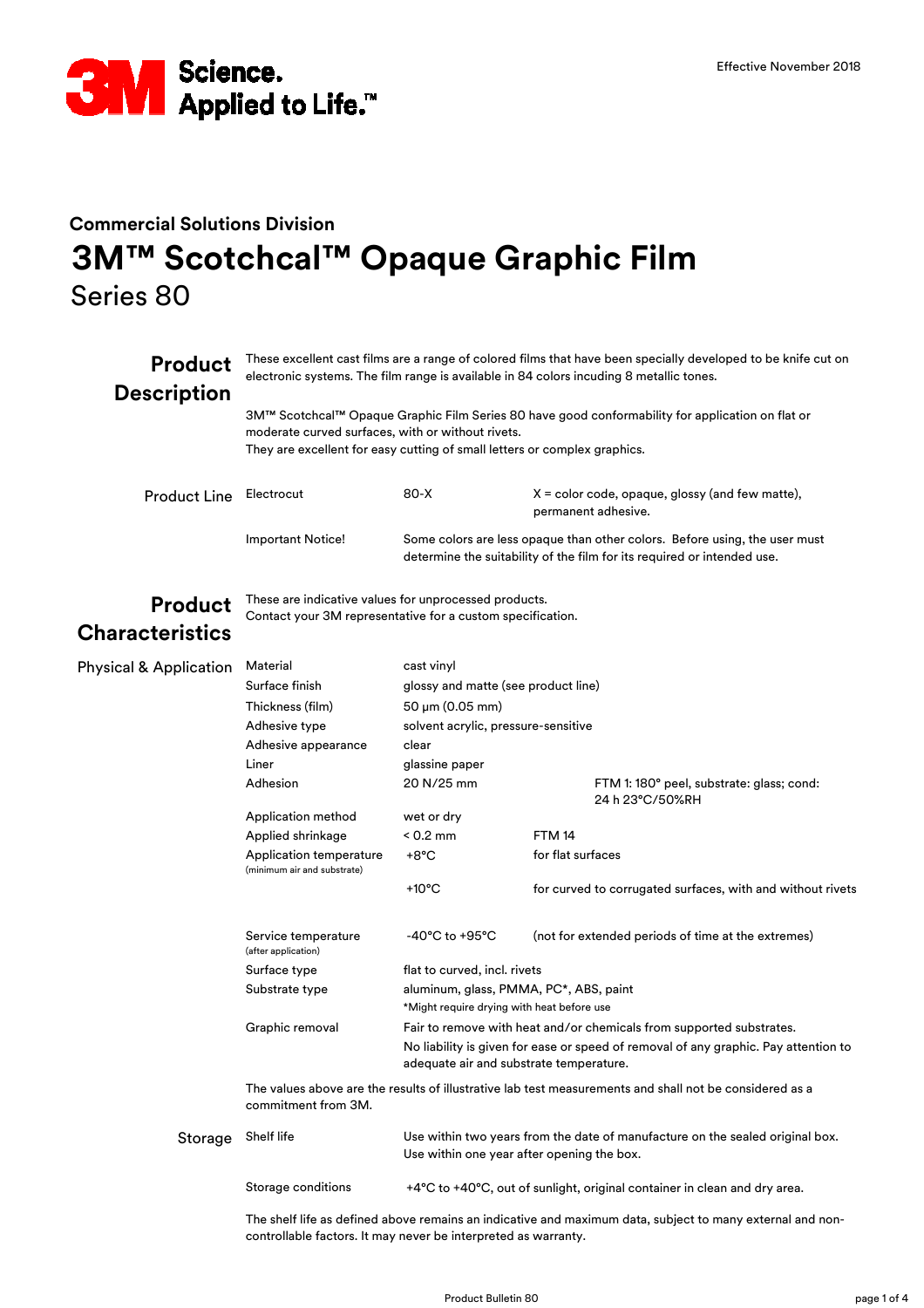Effective November 2018

## Commercial Solutions Division

# 3M™ Scotchcal™ Opaque Graphic Film

Series 80

## Product Description

These excellent cast films are a range of colored films that have been specially developed to be knife cut on electronic systems. The film range is available in 84 colors incuding 8 metallic tones.

3M™ Scotchcal™ Opaque Graphic Film Series 80 have good conformability for application on flat or moderate curved surfaces, with or without rivets.
They are excellent for easy cutting of small letters or complex graphics.

### Product Line

| | | |
|---|---|---|
| Electrocut | 80-X | X = color code, opaque, glossy (and few matte), permanent adhesive. |
| Important Notice! | Some colors are less opaque than other colors. Before using, the user must determine the suitability of the film for its required or intended use. | |

## Product Characteristics

These are indicative values for unprocessed products.
Contact your 3M representative for a custom specification.

### Physical & Application

| | | |
|---|---|---|
| Material | cast vinyl | |
| Surface finish | glossy and matte (see product line) | |
| Thickness (film) | 50 µm (0.05 mm) | |
| Adhesive type | solvent acrylic, pressure-sensitive | |
| Adhesive appearance | clear | |
| Liner | glassine paper | |
| Adhesion | 20 N/25 mm | FTM 1: 180° peel, substrate: glass; cond: 24 h 23°C/50%RH |
| Application method | wet or dry | |
| Applied shrinkage | < 0.2 mm | FTM 14 |
| Application temperature (minimum air and substrate) | +8°C | for flat surfaces |
| | +10°C | for curved to corrugated surfaces, with and without rivets |
| Service temperature (after application) | -40°C to +95°C | (not for extended periods of time at the extremes) |
| Surface type | flat to curved, incl. rivets | |
| Substrate type | aluminum, glass, PMMA, PC*, ABS, paint<br>*Might require drying with heat before use | |
| Graphic removal | Fair to remove with heat and/or chemicals from supported substrates.<br>No liability is given for ease or speed of removal of any graphic. Pay attention to adequate air and substrate temperature. | |

The values above are the results of illustrative lab test measurements and shall not be considered as a commitment from 3M.

### Storage

| | |
|---|---|
| Shelf life | Use within two years from the date of manufacture on the sealed original box.<br>Use within one year after opening the box. |
| Storage conditions | +4°C to +40°C, out of sunlight, original container in clean and dry area. |

The shelf life as defined above remains an indicative and maximum data, subject to many external and non-controllable factors. It may never be interpreted as warranty.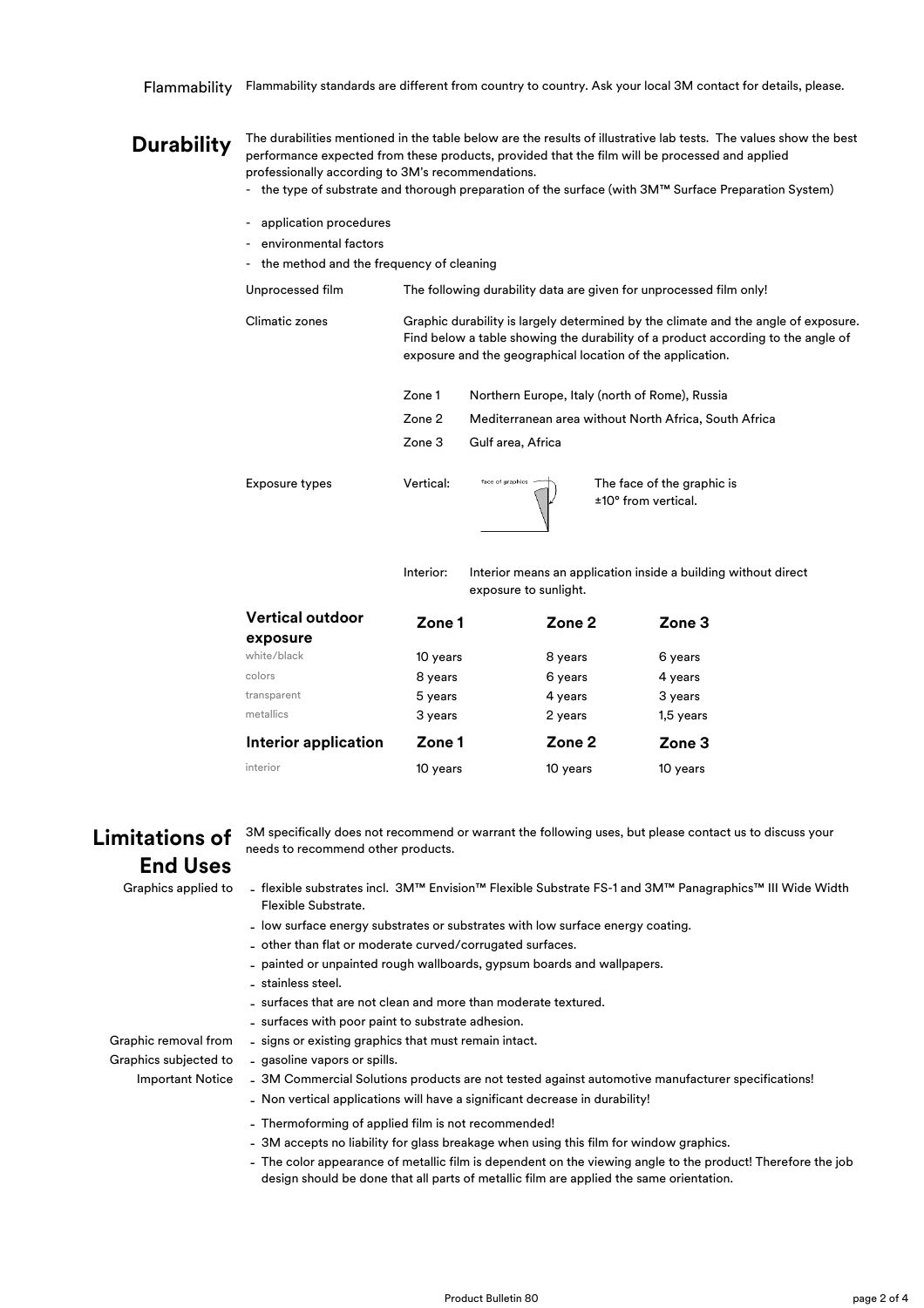**Flammability** Flammability standards are different from country to country. Ask your local 3M contact for details, please.

## Durability

The durabilities mentioned in the table below are the results of illustrative lab tests. The values show the best performance expected from these products, provided that the film will be processed and applied professionally according to 3M's recommendations.

- the type of substrate and thorough preparation of the surface (with 3M™ Surface Preparation System)
- application procedures
- environmental factors
- the method and the frequency of cleaning

**Unprocessed film** The following durability data are given for unprocessed film only!

**Climatic zones** Graphic durability is largely determined by the climate and the angle of exposure. Find below a table showing the durability of a product according to the angle of exposure and the geographical location of the application.

| | |
|---|---|
| Zone 1 | Northern Europe, Italy (north of Rome), Russia |
| Zone 2 | Mediterranean area without North Africa, South Africa |
| Zone 3 | Gulf area, Africa |

**Exposure types**

Vertical: The face of the graphic is ±10° from vertical.

Interior: Interior means an application inside a building without direct exposure to sunlight.

| Vertical outdoor exposure | Zone 1 | Zone 2 | Zone 3 |
|---|---|---|---|
| white/black | 10 years | 8 years | 6 years |
| colors | 8 years | 6 years | 4 years |
| transparent | 5 years | 4 years | 3 years |
| metallics | 3 years | 2 years | 1,5 years |
| **Interior application** | **Zone 1** | **Zone 2** | **Zone 3** |
| interior | 10 years | 10 years | 10 years |

## Limitations of End Uses

3M specifically does not recommend or warrant the following uses, but please contact us to discuss your needs to recommend other products.

**Graphics applied to**

- flexible substrates incl. 3M™ Envision™ Flexible Substrate FS-1 and 3M™ Panagraphics™ III Wide Width Flexible Substrate.
- low surface energy substrates or substrates with low surface energy coating.
- other than flat or moderate curved/corrugated surfaces.
- painted or unpainted rough wallboards, gypsum boards and wallpapers.
- stainless steel.
- surfaces that are not clean and more than moderate textured.
- surfaces with poor paint to substrate adhesion.

**Graphic removal from**

- signs or existing graphics that must remain intact.

**Graphics subjected to**

- gasoline vapors or spills.

**Important Notice**

- 3M Commercial Solutions products are not tested against automotive manufacturer specifications!
- Non vertical applications will have a significant decrease in durability!
- Thermoforming of applied film is not recommended!
- 3M accepts no liability for glass breakage when using this film for window graphics.
- The color appearance of metallic film is dependent on the viewing angle to the product! Therefore the job design should be done that all parts of metallic film are applied the same orientation.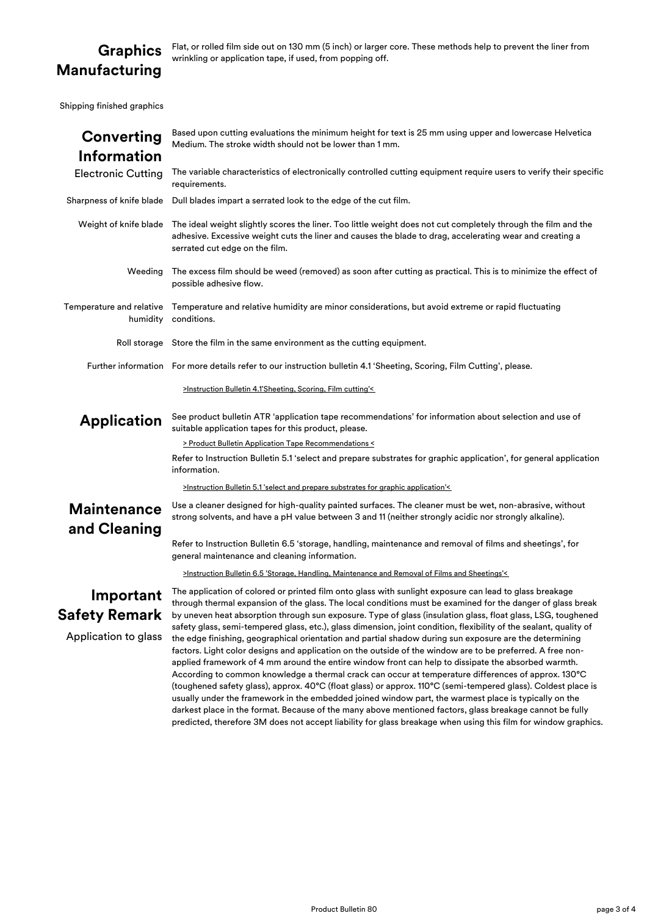## Graphics Manufacturing

Flat, or rolled film side out on 130 mm (5 inch) or larger core. These methods help to prevent the liner from wrinkling or application tape, if used, from popping off.

Shipping finished graphics

## Converting Information

Based upon cutting evaluations the minimum height for text is 25 mm using upper and lowercase Helvetica Medium. The stroke width should not be lower than 1 mm.

**Electronic Cutting**
The variable characteristics of electronically controlled cutting equipment require users to verify their specific requirements.

**Sharpness of knife blade**
Dull blades impart a serrated look to the edge of the cut film.

**Weight of knife blade**
The ideal weight slightly scores the liner. Too little weight does not cut completely through the film and the adhesive. Excessive weight cuts the liner and causes the blade to drag, accelerating wear and creating a serrated cut edge on the film.

**Weeding**
The excess film should be weed (removed) as soon after cutting as practical. This is to minimize the effect of possible adhesive flow.

**Temperature and relative humidity**
Temperature and relative humidity are minor considerations, but avoid extreme or rapid fluctuating conditions.

**Roll storage**
Store the film in the same environment as the cutting equipment.

**Further information**
For more details refer to our instruction bulletin 4.1 'Sheeting, Scoring, Film Cutting', please.

>Instruction Bulletin 4.1'Sheeting, Scoring, Film cutting'<

## Application

See product bulletin ATR 'application tape recommendations' for information about selection and use of suitable application tapes for this product, please.

> Product Bulletin Application Tape Recommendations <

Refer to Instruction Bulletin 5.1 'select and prepare substrates for graphic application', for general application information.

>Instruction Bulletin 5.1 'select and prepare substrates for graphic application'<

## Maintenance and Cleaning

Use a cleaner designed for high-quality painted surfaces. The cleaner must be wet, non-abrasive, without strong solvents, and have a pH value between 3 and 11 (neither strongly acidic nor strongly alkaline).

Refer to Instruction Bulletin 6.5 'storage, handling, maintenance and removal of films and sheetings', for general maintenance and cleaning information.

>Instruction Bulletin 6.5 'Storage, Handling, Maintenance and Removal of Films and Sheetings'<

## Important Safety Remark

**Application to glass**

The application of colored or printed film onto glass with sunlight exposure can lead to glass breakage through thermal expansion of the glass. The local conditions must be examined for the danger of glass break by uneven heat absorption through sun exposure. Type of glass (insulation glass, float glass, LSG, toughened safety glass, semi-tempered glass, etc.), glass dimension, joint condition, flexibility of the sealant, quality of the edge finishing, geographical orientation and partial shadow during sun exposure are the determining factors. Light color designs and application on the outside of the window are to be preferred. A free non-applied framework of 4 mm around the entire window front can help to dissipate the absorbed warmth. According to common knowledge a thermal crack can occur at temperature differences of approx. 130°C (toughened safety glass), approx. 40°C (float glass) or approx. 110°C (semi-tempered glass). Coldest place is usually under the framework in the embedded joined window part, the warmest place is typically on the darkest place in the format. Because of the many above mentioned factors, glass breakage cannot be fully predicted, therefore 3M does not accept liability for glass breakage when using this film for window graphics.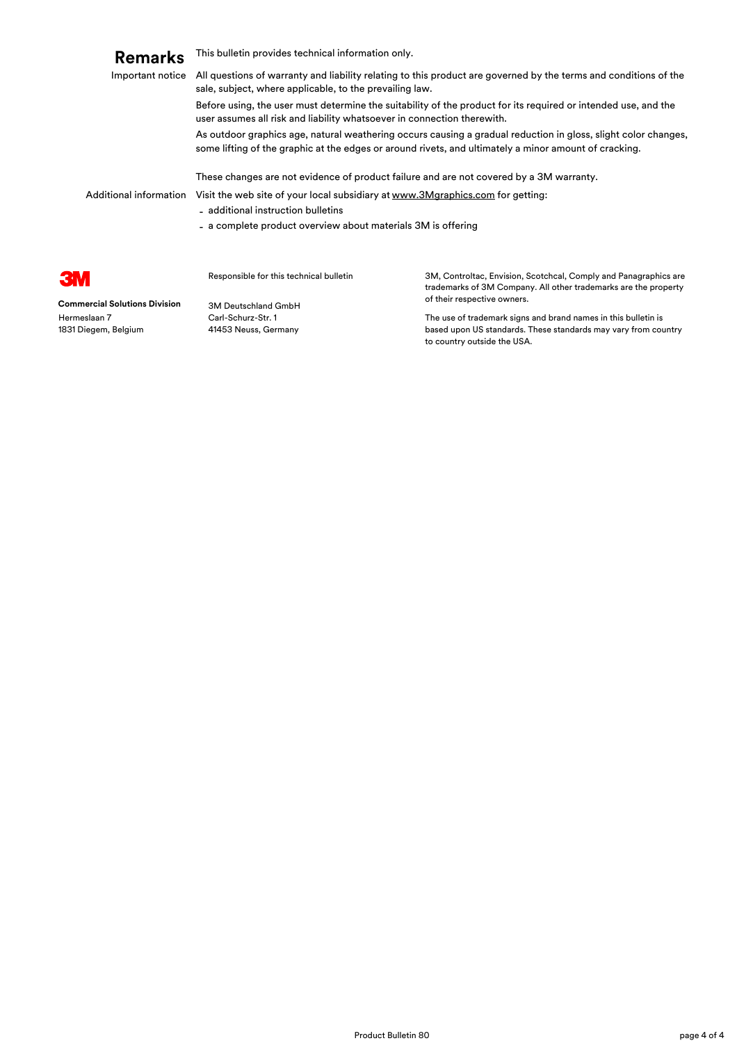## Remarks

This bulletin provides technical information only.

**Important notice**

All questions of warranty and liability relating to this product are governed by the terms and conditions of the sale, subject, where applicable, to the prevailing law.

Before using, the user must determine the suitability of the product for its required or intended use, and the user assumes all risk and liability whatsoever in connection therewith.

As outdoor graphics age, natural weathering occurs causing a gradual reduction in gloss, slight color changes, some lifting of the graphic at the edges or around rivets, and ultimately a minor amount of cracking.

These changes are not evidence of product failure and are not covered by a 3M warranty.

**Additional information**

Visit the web site of your local subsidiary at www.3Mgraphics.com for getting:

- additional instruction bulletins
- a complete product overview about materials 3M is offering

3M

**Commercial Solutions Division**
Hermeslaan 7
1831 Diegem, Belgium

Responsible for this technical bulletin

3M Deutschland GmbH
Carl-Schurz-Str. 1
41453 Neuss, Germany

3M, Controltac, Envision, Scotchcal, Comply and Panagraphics are trademarks of 3M Company. All other trademarks are the property of their respective owners.

The use of trademark signs and brand names in this bulletin is based upon US standards. These standards may vary from country to country outside the USA.